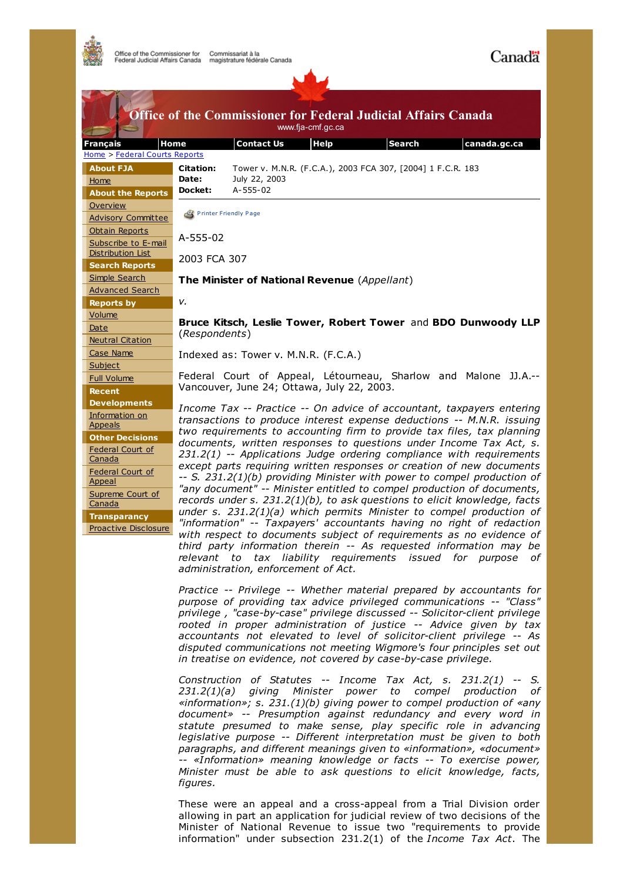**Citation:** Tower v. M.N.R. (F.C.A.), 2003 FCA 307, [2004] 1 F.C.R. 183
**Date:** July 22, 2003
**Docket:** A-555-02

A-555-02

2003 FCA 307

**The Minister of National Revenue** (*Appellant*)

*v.*

**Bruce Kitsch, Leslie Tower, Robert Tower** and **BDO Dunwoody LLP** (*Respondents*)

Indexed as: Tower v. M.N.R. (F.C.A.)

Federal Court of Appeal, Létourneau, Sharlow and Malone JJ.A.--Vancouver, June 24; Ottawa, July 22, 2003.

*Income Tax -- Practice -- On advice of accountant, taxpayers entering transactions to produce interest expense deductions -- M.N.R. issuing two requirements to accounting firm to provide tax files, tax planning documents, written responses to questions under Income Tax Act, s. 231.2(1) -- Applications Judge ordering compliance with requirements except parts requiring written responses or creation of new documents -- S. 231.2(1)(b) providing Minister with power to compel production of "any document" -- Minister entitled to compel production of documents, records under s. 231.2(1)(b), to ask questions to elicit knowledge, facts under s. 231.2(1)(a) which permits Minister to compel production of "information" -- Taxpayers' accountants having no right of redaction with respect to documents subject of requirements as no evidence of third party information therein -- As requested information may be relevant to tax liability requirements issued for purpose of administration, enforcement of Act.*

*Practice -- Privilege -- Whether material prepared by accountants for purpose of providing tax advice privileged communications -- "Class" privilege , "case-by-case" privilege discussed -- Solicitor-client privilege rooted in proper administration of justice -- Advice given by tax accountants not elevated to level of solicitor-client privilege -- As disputed communications not meeting Wigmore's four principles set out in treatise on evidence, not covered by case-by-case privilege.*

*Construction of Statutes -- Income Tax Act, s. 231.2(1) -- S. 231.2(1)(a) giving Minister power to compel production of «information»; s. 231.(1)(b) giving power to compel production of «any document» -- Presumption against redundancy and every word in statute presumed to make sense, play specific role in advancing legislative purpose -- Different interpretation must be given to both paragraphs, and different meanings given to «information», «document» -- «Information» meaning knowledge or facts -- To exercise power, Minister must be able to ask questions to elicit knowledge, facts, figures.*

These were an appeal and a cross-appeal from a Trial Division order allowing in part an application for judicial review of two decisions of the Minister of National Revenue to issue two "requirements to provide information" under subsection 231.2(1) of the *Income Tax Act*. The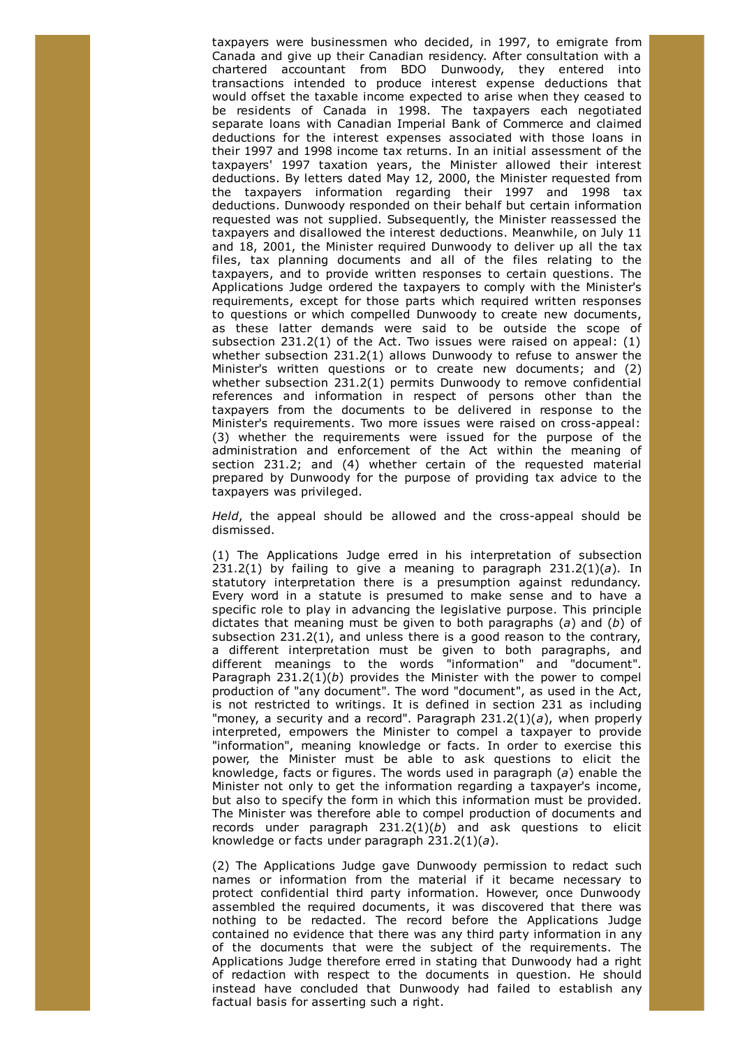taxpayers were businessmen who decided, in 1997, to emigrate from Canada and give up their Canadian residency. After consultation with a chartered accountant from BDO Dunwoody, they entered into transactions intended to produce interest expense deductions that would offset the taxable income expected to arise when they ceased to be residents of Canada in 1998. The taxpayers each negotiated separate loans with Canadian Imperial Bank of Commerce and claimed deductions for the interest expenses associated with those loans in their 1997 and 1998 income tax returns. In an initial assessment of the taxpayers' 1997 taxation years, the Minister allowed their interest deductions. By letters dated May 12, 2000, the Minister requested from the taxpayers information regarding their 1997 and 1998 tax deductions. Dunwoody responded on their behalf but certain information requested was not supplied. Subsequently, the Minister reassessed the taxpayers and disallowed the interest deductions. Meanwhile, on July 11 and 18, 2001, the Minister required Dunwoody to deliver up all the tax files, tax planning documents and all of the files relating to the taxpayers, and to provide written responses to certain questions. The Applications Judge ordered the taxpayers to comply with the Minister's requirements, except for those parts which required written responses to questions or which compelled Dunwoody to create new documents, as these latter demands were said to be outside the scope of subsection 231.2(1) of the Act. Two issues were raised on appeal: (1) whether subsection 231.2(1) allows Dunwoody to refuse to answer the Minister's written questions or to create new documents; and (2) whether subsection 231.2(1) permits Dunwoody to remove confidential references and information in respect of persons other than the taxpayers from the documents to be delivered in response to the Minister's requirements. Two more issues were raised on cross-appeal: (3) whether the requirements were issued for the purpose of the administration and enforcement of the Act within the meaning of section 231.2; and (4) whether certain of the requested material prepared by Dunwoody for the purpose of providing tax advice to the taxpayers was privileged.

*Held*, the appeal should be allowed and the cross-appeal should be dismissed.

(1) The Applications Judge erred in his interpretation of subsection 231.2(1) by failing to give a meaning to paragraph 231.2(1)(*a*). In statutory interpretation there is a presumption against redundancy. Every word in a statute is presumed to make sense and to have a specific role to play in advancing the legislative purpose. This principle dictates that meaning must be given to both paragraphs (*a*) and (*b*) of subsection 231.2(1), and unless there is a good reason to the contrary, a different interpretation must be given to both paragraphs, and different meanings to the words "information" and "document". Paragraph 231.2(1)(*b*) provides the Minister with the power to compel production of "any document". The word "document", as used in the Act, is not restricted to writings. It is defined in section 231 as including "money, a security and a record". Paragraph 231.2(1)(*a*), when properly interpreted, empowers the Minister to compel a taxpayer to provide "information", meaning knowledge or facts. In order to exercise this power, the Minister must be able to ask questions to elicit the knowledge, facts or figures. The words used in paragraph (*a*) enable the Minister not only to get the information regarding a taxpayer's income, but also to specify the form in which this information must be provided. The Minister was therefore able to compel production of documents and records under paragraph 231.2(1)(*b*) and ask questions to elicit knowledge or facts under paragraph 231.2(1)(*a*).

(2) The Applications Judge gave Dunwoody permission to redact such names or information from the material if it became necessary to protect confidential third party information. However, once Dunwoody assembled the required documents, it was discovered that there was nothing to be redacted. The record before the Applications Judge contained no evidence that there was any third party information in any of the documents that were the subject of the requirements. The Applications Judge therefore erred in stating that Dunwoody had a right of redaction with respect to the documents in question. He should instead have concluded that Dunwoody had failed to establish any factual basis for asserting such a right.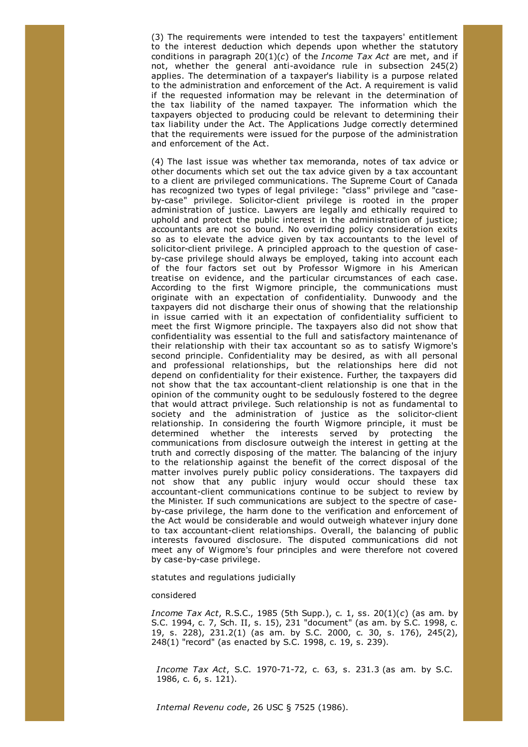(3) The requirements were intended to test the taxpayers' entitlement to the interest deduction which depends upon whether the statutory conditions in paragraph 20(1)(*c*) of the *Income Tax Act* are met, and if not, whether the general anti-avoidance rule in subsection 245(2) applies. The determination of a taxpayer's liability is a purpose related to the administration and enforcement of the Act. A requirement is valid if the requested information may be relevant in the determination of the tax liability of the named taxpayer. The information which the taxpayers objected to producing could be relevant to determining their tax liability under the Act. The Applications Judge correctly determined that the requirements were issued for the purpose of the administration and enforcement of the Act.

(4) The last issue was whether tax memoranda, notes of tax advice or other documents which set out the tax advice given by a tax accountant to a client are privileged communications. The Supreme Court of Canada has recognized two types of legal privilege: "class" privilege and "case-by-case" privilege. Solicitor-client privilege is rooted in the proper administration of justice. Lawyers are legally and ethically required to uphold and protect the public interest in the administration of justice; accountants are not so bound. No overriding policy consideration exits so as to elevate the advice given by tax accountants to the level of solicitor-client privilege. A principled approach to the question of case-by-case privilege should always be employed, taking into account each of the four factors set out by Professor Wigmore in his American treatise on evidence, and the particular circumstances of each case. According to the first Wigmore principle, the communications must originate with an expectation of confidentiality. Dunwoody and the taxpayers did not discharge their onus of showing that the relationship in issue carried with it an expectation of confidentiality sufficient to meet the first Wigmore principle. The taxpayers also did not show that confidentiality was essential to the full and satisfactory maintenance of their relationship with their tax accountant so as to satisfy Wigmore's second principle. Confidentiality may be desired, as with all personal and professional relationships, but the relationships here did not depend on confidentiality for their existence. Further, the taxpayers did not show that the tax accountant-client relationship is one that in the opinion of the community ought to be sedulously fostered to the degree that would attract privilege. Such relationship is not as fundamental to society and the administration of justice as the solicitor-client relationship. In considering the fourth Wigmore principle, it must be determined whether the interests served by protecting the communications from disclosure outweigh the interest in getting at the truth and correctly disposing of the matter. The balancing of the injury to the relationship against the benefit of the correct disposal of the matter involves purely public policy considerations. The taxpayers did not show that any public injury would occur should these tax accountant-client communications continue to be subject to review by the Minister. If such communications are subject to the spectre of case-by-case privilege, the harm done to the verification and enforcement of the Act would be considerable and would outweigh whatever injury done to tax accountant-client relationships. Overall, the balancing of public interests favoured disclosure. The disputed communications did not meet any of Wigmore's four principles and were therefore not covered by case-by-case privilege.

statutes and regulations judicially

considered

*Income Tax Act*, R.S.C., 1985 (5th Supp.), c. 1, ss. 20(1)(*c*) (as am. by S.C. 1994, c. 7, Sch. II, s. 15), 231 "document" (as am. by S.C. 1998, c. 19, s. 228), 231.2(1) (as am. by S.C. 2000, c. 30, s. 176), 245(2), 248(1) "record" (as enacted by S.C. 1998, c. 19, s. 239).

*Income Tax Act*, S.C. 1970-71-72, c. 63, s. 231.3 (as am. by S.C. 1986, c. 6, s. 121).

*Internal Revenu code*, 26 USC § 7525 (1986).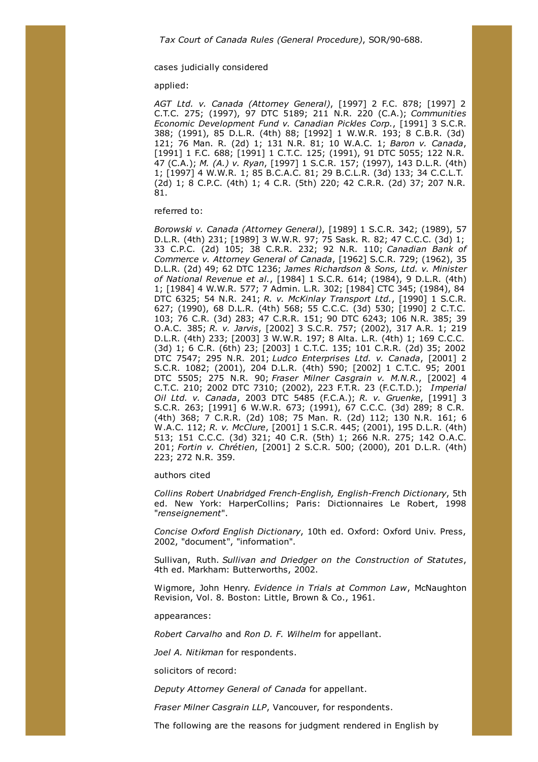*Tax Court of Canada Rules (General Procedure)*, SOR/90-688.

cases judicially considered

applied:

*AGT Ltd. v. Canada (Attorney General)*, [1997] 2 F.C. 878; [1997] 2 C.T.C. 275; (1997), 97 DTC 5189; 211 N.R. 220 (C.A.); *Communities Economic Development Fund v. Canadian Pickles Corp.*, [1991] 3 S.C.R. 388; (1991), 85 D.L.R. (4th) 88; [1992] 1 W.W.R. 193; 8 C.B.R. (3d) 121; 76 Man. R. (2d) 1; 131 N.R. 81; 10 W.A.C. 1; *Baron v. Canada*, [1991] 1 F.C. 688; [1991] 1 C.T.C. 125; (1991), 91 DTC 5055; 122 N.R. 47 (C.A.); *M. (A.) v. Ryan*, [1997] 1 S.C.R. 157; (1997), 143 D.L.R. (4th) 1; [1997] 4 W.W.R. 1; 85 B.C.A.C. 81; 29 B.C.L.R. (3d) 133; 34 C.C.L.T. (2d) 1; 8 C.P.C. (4th) 1; 4 C.R. (5th) 220; 42 C.R.R. (2d) 37; 207 N.R. 81.

referred to:

*Borowski v. Canada (Attorney General)*, [1989] 1 S.C.R. 342; (1989), 57 D.L.R. (4th) 231; [1989] 3 W.W.R. 97; 75 Sask. R. 82; 47 C.C.C. (3d) 1; 33 C.P.C. (2d) 105; 38 C.R.R. 232; 92 N.R. 110; *Canadian Bank of Commerce v. Attorney General of Canada*, [1962] S.C.R. 729; (1962), 35 D.L.R. (2d) 49; 62 DTC 1236; *James Richardson & Sons, Ltd. v. Minister of National Revenue et al.*, [1984] 1 S.C.R. 614; (1984), 9 D.L.R. (4th) 1; [1984] 4 W.W.R. 577; 7 Admin. L.R. 302; [1984] CTC 345; (1984), 84 DTC 6325; 54 N.R. 241; *R. v. McKinlay Transport Ltd.*, [1990] 1 S.C.R. 627; (1990), 68 D.L.R. (4th) 568; 55 C.C.C. (3d) 530; [1990] 2 C.T.C. 103; 76 C.R. (3d) 283; 47 C.R.R. 151; 90 DTC 6243; 106 N.R. 385; 39 O.A.C. 385; *R. v. Jarvis*, [2002] 3 S.C.R. 757; (2002), 317 A.R. 1; 219 D.L.R. (4th) 233; [2003] 3 W.W.R. 197; 8 Alta. L.R. (4th) 1; 169 C.C.C. (3d) 1; 6 C.R. (6th) 23; [2003] 1 C.T.C. 135; 101 C.R.R. (2d) 35; 2002 DTC 7547; 295 N.R. 201; *Ludco Enterprises Ltd. v. Canada*, [2001] 2 S.C.R. 1082; (2001), 204 D.L.R. (4th) 590; [2002] 1 C.T.C. 95; 2001 DTC 5505; 275 N.R. 90; *Fraser Milner Casgrain v. M.N.R.*, [2002] 4 C.T.C. 210; 2002 DTC 7310; (2002), 223 F.T.R. 23 (F.C.T.D.); *Imperial Oil Ltd. v. Canada*, 2003 DTC 5485 (F.C.A.); *R. v. Gruenke*, [1991] 3 S.C.R. 263; [1991] 6 W.W.R. 673; (1991), 67 C.C.C. (3d) 289; 8 C.R. (4th) 368; 7 C.R.R. (2d) 108; 75 Man. R. (2d) 112; 130 N.R. 161; 6 W.A.C. 112; *R. v. McClure*, [2001] 1 S.C.R. 445; (2001), 195 D.L.R. (4th) 513; 151 C.C.C. (3d) 321; 40 C.R. (5th) 1; 266 N.R. 275; 142 O.A.C. 201; *Fortin v. Chrétien*, [2001] 2 S.C.R. 500; (2000), 201 D.L.R. (4th) 223; 272 N.R. 359.

authors cited

*Collins Robert Unabridged French-English, English-French Dictionary*, 5th ed. New York: HarperCollins; Paris: Dictionnaires Le Robert, 1998 "*renseignement*".

*Concise Oxford English Dictionary*, 10th ed. Oxford: Oxford Univ. Press, 2002, "document", "information".

Sullivan, Ruth. *Sullivan and Driedger on the Construction of Statutes*, 4th ed. Markham: Butterworths, 2002.

Wigmore, John Henry. *Evidence in Trials at Common Law*, McNaughton Revision, Vol. 8. Boston: Little, Brown & Co., 1961.

appearances:

*Robert Carvalho* and *Ron D. F. Wilhelm* for appellant.

*Joel A. Nitikman* for respondents.

solicitors of record:

*Deputy Attorney General of Canada* for appellant.

*Fraser Milner Casgrain LLP*, Vancouver, for respondents.

The following are the reasons for judgment rendered in English by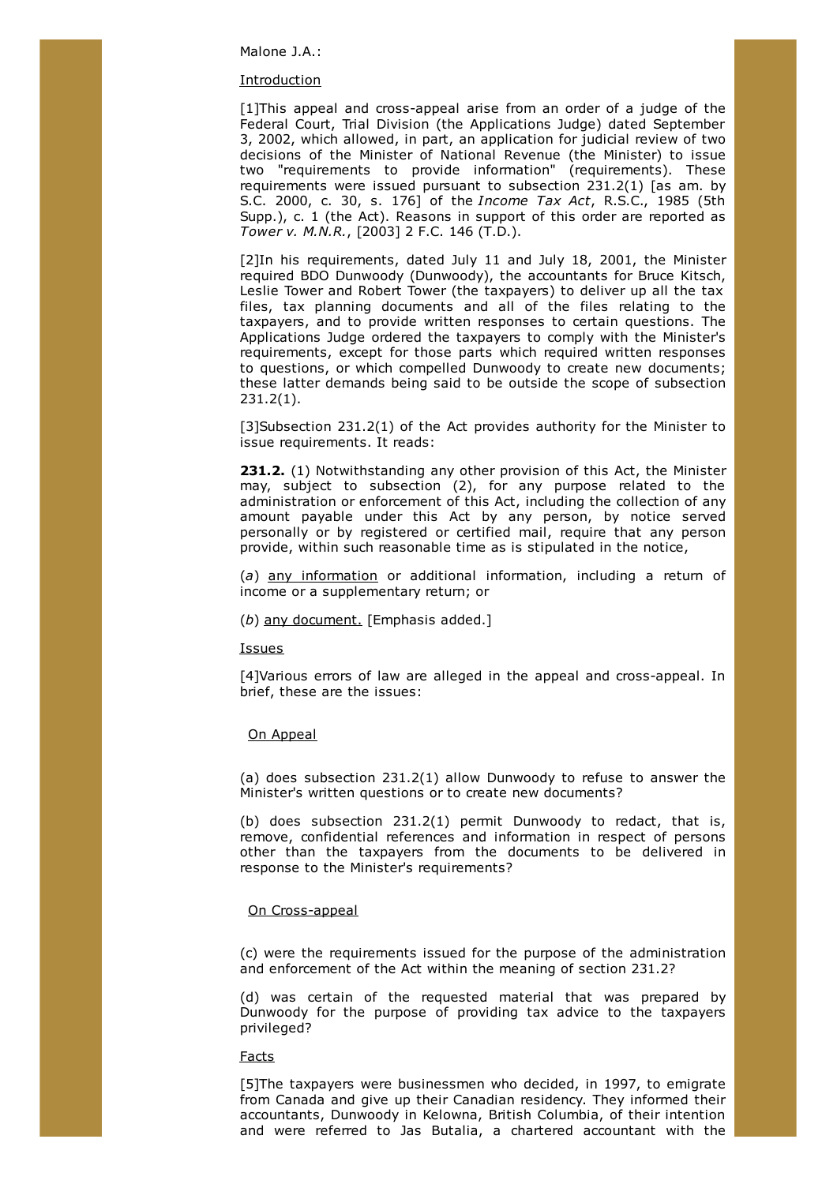Malone J.A.:

Introduction

[1]This appeal and cross-appeal arise from an order of a judge of the Federal Court, Trial Division (the Applications Judge) dated September 3, 2002, which allowed, in part, an application for judicial review of two decisions of the Minister of National Revenue (the Minister) to issue two "requirements to provide information" (requirements). These requirements were issued pursuant to subsection 231.2(1) [as am. by S.C. 2000, c. 30, s. 176] of the *Income Tax Act*, R.S.C., 1985 (5th Supp.), c. 1 (the Act). Reasons in support of this order are reported as *Tower v. M.N.R.*, [2003] 2 F.C. 146 (T.D.).

[2]In his requirements, dated July 11 and July 18, 2001, the Minister required BDO Dunwoody (Dunwoody), the accountants for Bruce Kitsch, Leslie Tower and Robert Tower (the taxpayers) to deliver up all the tax files, tax planning documents and all of the files relating to the taxpayers, and to provide written responses to certain questions. The Applications Judge ordered the taxpayers to comply with the Minister's requirements, except for those parts which required written responses to questions, or which compelled Dunwoody to create new documents; these latter demands being said to be outside the scope of subsection 231.2(1).

[3]Subsection 231.2(1) of the Act provides authority for the Minister to issue requirements. It reads:

**231.2.** (1) Notwithstanding any other provision of this Act, the Minister may, subject to subsection (2), for any purpose related to the administration or enforcement of this Act, including the collection of any amount payable under this Act by any person, by notice served personally or by registered or certified mail, require that any person provide, within such reasonable time as is stipulated in the notice,

(*a*) <u>any information</u> or additional information, including a return of income or a supplementary return; or

(*b*) <u>any document.</u> [Emphasis added.]

Issues

[4]Various errors of law are alleged in the appeal and cross-appeal. In brief, these are the issues:

On Appeal

(a) does subsection 231.2(1) allow Dunwoody to refuse to answer the Minister's written questions or to create new documents?

(b) does subsection 231.2(1) permit Dunwoody to redact, that is, remove, confidential references and information in respect of persons other than the taxpayers from the documents to be delivered in response to the Minister's requirements?

On Cross-appeal

(c) were the requirements issued for the purpose of the administration and enforcement of the Act within the meaning of section 231.2?

(d) was certain of the requested material that was prepared by Dunwoody for the purpose of providing tax advice to the taxpayers privileged?

Facts

[5]The taxpayers were businessmen who decided, in 1997, to emigrate from Canada and give up their Canadian residency. They informed their accountants, Dunwoody in Kelowna, British Columbia, of their intention and were referred to Jas Butalia, a chartered accountant with the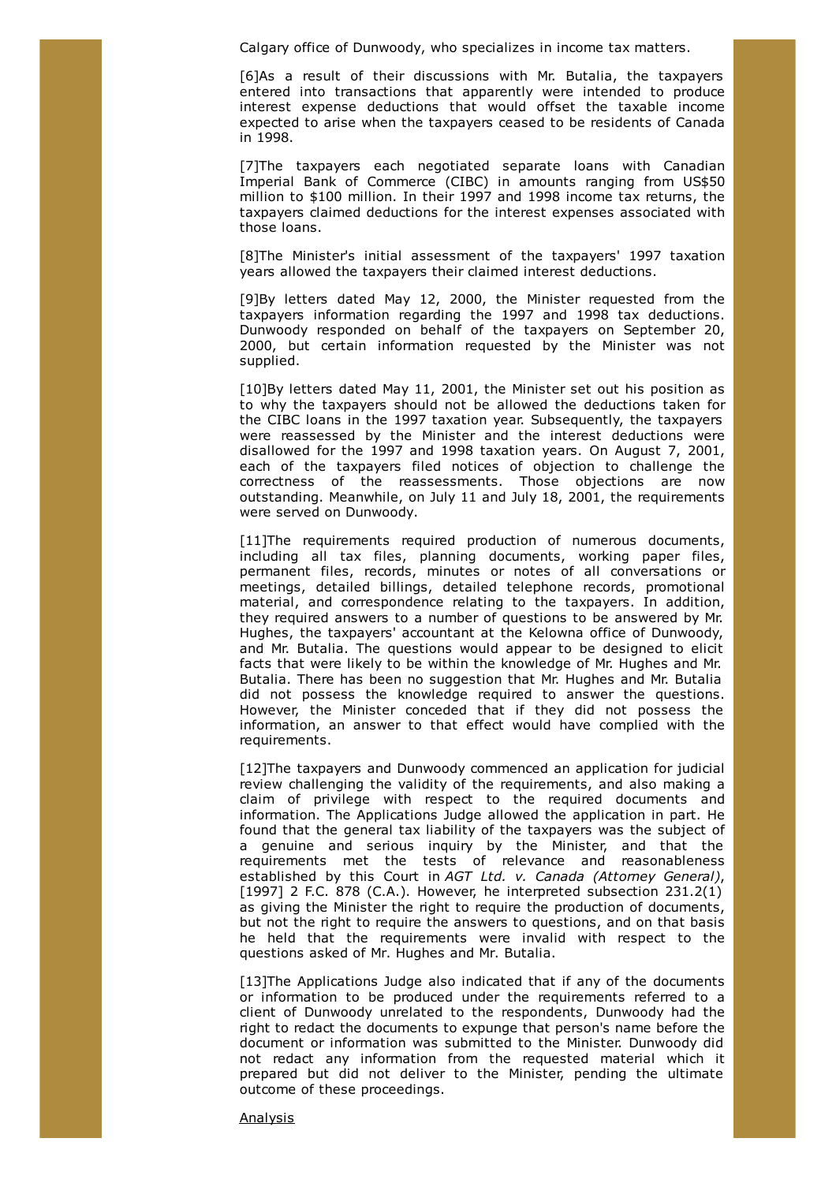Calgary office of Dunwoody, who specializes in income tax matters.

[6]As a result of their discussions with Mr. Butalia, the taxpayers entered into transactions that apparently were intended to produce interest expense deductions that would offset the taxable income expected to arise when the taxpayers ceased to be residents of Canada in 1998.

[7]The taxpayers each negotiated separate loans with Canadian Imperial Bank of Commerce (CIBC) in amounts ranging from US$50 million to $100 million. In their 1997 and 1998 income tax returns, the taxpayers claimed deductions for the interest expenses associated with those loans.

[8]The Minister's initial assessment of the taxpayers' 1997 taxation years allowed the taxpayers their claimed interest deductions.

[9]By letters dated May 12, 2000, the Minister requested from the taxpayers information regarding the 1997 and 1998 tax deductions. Dunwoody responded on behalf of the taxpayers on September 20, 2000, but certain information requested by the Minister was not supplied.

[10]By letters dated May 11, 2001, the Minister set out his position as to why the taxpayers should not be allowed the deductions taken for the CIBC loans in the 1997 taxation year. Subsequently, the taxpayers were reassessed by the Minister and the interest deductions were disallowed for the 1997 and 1998 taxation years. On August 7, 2001, each of the taxpayers filed notices of objection to challenge the correctness of the reassessments. Those objections are now outstanding. Meanwhile, on July 11 and July 18, 2001, the requirements were served on Dunwoody.

[11]The requirements required production of numerous documents, including all tax files, planning documents, working paper files, permanent files, records, minutes or notes of all conversations or meetings, detailed billings, detailed telephone records, promotional material, and correspondence relating to the taxpayers. In addition, they required answers to a number of questions to be answered by Mr. Hughes, the taxpayers' accountant at the Kelowna office of Dunwoody, and Mr. Butalia. The questions would appear to be designed to elicit facts that were likely to be within the knowledge of Mr. Hughes and Mr. Butalia. There has been no suggestion that Mr. Hughes and Mr. Butalia did not possess the knowledge required to answer the questions. However, the Minister conceded that if they did not possess the information, an answer to that effect would have complied with the requirements.

[12]The taxpayers and Dunwoody commenced an application for judicial review challenging the validity of the requirements, and also making a claim of privilege with respect to the required documents and information. The Applications Judge allowed the application in part. He found that the general tax liability of the taxpayers was the subject of a genuine and serious inquiry by the Minister, and that the requirements met the tests of relevance and reasonableness established by this Court in *AGT Ltd. v. Canada (Attorney General)*, [1997] 2 F.C. 878 (C.A.). However, he interpreted subsection 231.2(1) as giving the Minister the right to require the production of documents, but not the right to require the answers to questions, and on that basis he held that the requirements were invalid with respect to the questions asked of Mr. Hughes and Mr. Butalia.

[13]The Applications Judge also indicated that if any of the documents or information to be produced under the requirements referred to a client of Dunwoody unrelated to the respondents, Dunwoody had the right to redact the documents to expunge that person's name before the document or information was submitted to the Minister. Dunwoody did not redact any information from the requested material which it prepared but did not deliver to the Minister, pending the ultimate outcome of these proceedings.

Analysis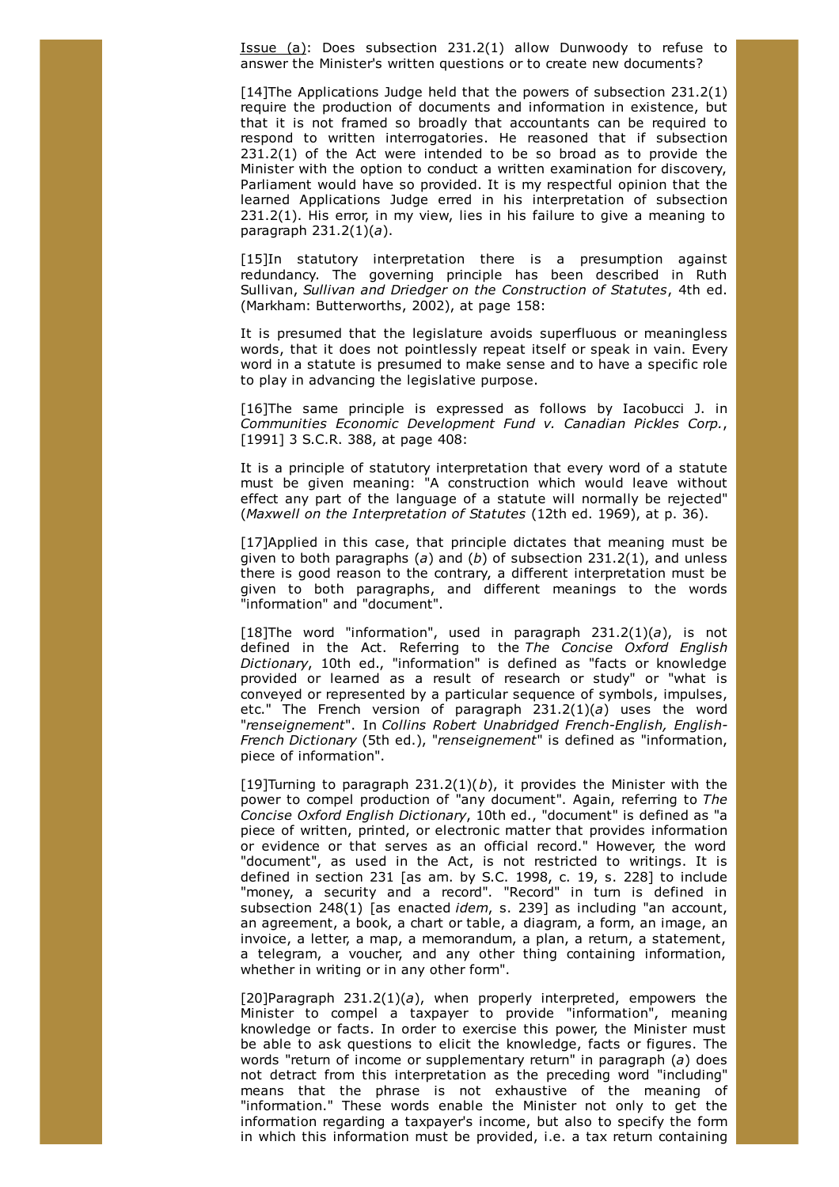<u>Issue (a)</u>: Does subsection 231.2(1) allow Dunwoody to refuse to answer the Minister's written questions or to create new documents?

[14]The Applications Judge held that the powers of subsection 231.2(1) require the production of documents and information in existence, but that it is not framed so broadly that accountants can be required to respond to written interrogatories. He reasoned that if subsection 231.2(1) of the Act were intended to be so broad as to provide the Minister with the option to conduct a written examination for discovery, Parliament would have so provided. It is my respectful opinion that the learned Applications Judge erred in his interpretation of subsection 231.2(1). His error, in my view, lies in his failure to give a meaning to paragraph 231.2(1)(*a*).

[15]In statutory interpretation there is a presumption against redundancy. The governing principle has been described in Ruth Sullivan, *Sullivan and Driedger on the Construction of Statutes*, 4th ed. (Markham: Butterworths, 2002), at page 158:

It is presumed that the legislature avoids superfluous or meaningless words, that it does not pointlessly repeat itself or speak in vain. Every word in a statute is presumed to make sense and to have a specific role to play in advancing the legislative purpose.

[16]The same principle is expressed as follows by Iacobucci J. in *Communities Economic Development Fund v. Canadian Pickles Corp.*, [1991] 3 S.C.R. 388, at page 408:

It is a principle of statutory interpretation that every word of a statute must be given meaning: "A construction which would leave without effect any part of the language of a statute will normally be rejected" (*Maxwell on the Interpretation of Statutes* (12th ed. 1969), at p. 36).

[17]Applied in this case, that principle dictates that meaning must be given to both paragraphs (*a*) and (*b*) of subsection 231.2(1), and unless there is good reason to the contrary, a different interpretation must be given to both paragraphs, and different meanings to the words "information" and "document".

[18]The word "information", used in paragraph 231.2(1)(*a*), is not defined in the Act. Referring to the *The Concise Oxford English Dictionary*, 10th ed., "information" is defined as "facts or knowledge provided or learned as a result of research or study" or "what is conveyed or represented by a particular sequence of symbols, impulses, etc." The French version of paragraph 231.2(1)(*a*) uses the word "*renseignement*". In *Collins Robert Unabridged French-English, English-French Dictionary* (5th ed.), "*renseignement*" is defined as "information, piece of information".

[19]Turning to paragraph 231.2(1)(*b*), it provides the Minister with the power to compel production of "any document". Again, referring to *The Concise Oxford English Dictionary*, 10th ed., "document" is defined as "a piece of written, printed, or electronic matter that provides information or evidence or that serves as an official record." However, the word "document", as used in the Act, is not restricted to writings. It is defined in section 231 [as am. by S.C. 1998, c. 19, s. 228] to include "money, a security and a record". "Record" in turn is defined in subsection 248(1) [as enacted *idem*, s. 239] as including "an account, an agreement, a book, a chart or table, a diagram, a form, an image, an invoice, a letter, a map, a memorandum, a plan, a return, a statement, a telegram, a voucher, and any other thing containing information, whether in writing or in any other form".

[20]Paragraph 231.2(1)(*a*), when properly interpreted, empowers the Minister to compel a taxpayer to provide "information", meaning knowledge or facts. In order to exercise this power, the Minister must be able to ask questions to elicit the knowledge, facts or figures. The words "return of income or supplementary return" in paragraph (*a*) does not detract from this interpretation as the preceding word "including" means that the phrase is not exhaustive of the meaning of "information." These words enable the Minister not only to get the information regarding a taxpayer's income, but also to specify the form in which this information must be provided, i.e. a tax return containing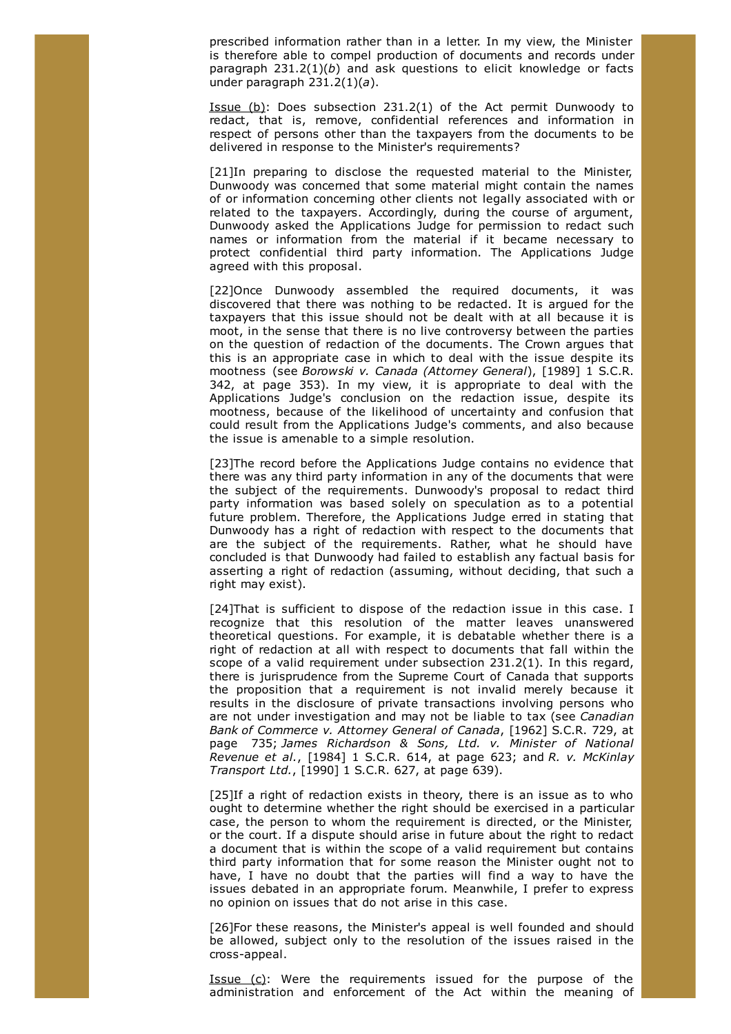prescribed information rather than in a letter. In my view, the Minister is therefore able to compel production of documents and records under paragraph 231.2(1)(*b*) and ask questions to elicit knowledge or facts under paragraph 231.2(1)(*a*).

Issue (b): Does subsection 231.2(1) of the Act permit Dunwoody to redact, that is, remove, confidential references and information in respect of persons other than the taxpayers from the documents to be delivered in response to the Minister's requirements?

[21]In preparing to disclose the requested material to the Minister, Dunwoody was concerned that some material might contain the names of or information concerning other clients not legally associated with or related to the taxpayers. Accordingly, during the course of argument, Dunwoody asked the Applications Judge for permission to redact such names or information from the material if it became necessary to protect confidential third party information. The Applications Judge agreed with this proposal.

[22]Once Dunwoody assembled the required documents, it was discovered that there was nothing to be redacted. It is argued for the taxpayers that this issue should not be dealt with at all because it is moot, in the sense that there is no live controversy between the parties on the question of redaction of the documents. The Crown argues that this is an appropriate case in which to deal with the issue despite its mootness (see *Borowski v. Canada (Attorney General*), [1989] 1 S.C.R. 342, at page 353). In my view, it is appropriate to deal with the Applications Judge's conclusion on the redaction issue, despite its mootness, because of the likelihood of uncertainty and confusion that could result from the Applications Judge's comments, and also because the issue is amenable to a simple resolution.

[23]The record before the Applications Judge contains no evidence that there was any third party information in any of the documents that were the subject of the requirements. Dunwoody's proposal to redact third party information was based solely on speculation as to a potential future problem. Therefore, the Applications Judge erred in stating that Dunwoody has a right of redaction with respect to the documents that are the subject of the requirements. Rather, what he should have concluded is that Dunwoody had failed to establish any factual basis for asserting a right of redaction (assuming, without deciding, that such a right may exist).

[24]That is sufficient to dispose of the redaction issue in this case. I recognize that this resolution of the matter leaves unanswered theoretical questions. For example, it is debatable whether there is a right of redaction at all with respect to documents that fall within the scope of a valid requirement under subsection 231.2(1). In this regard, there is jurisprudence from the Supreme Court of Canada that supports the proposition that a requirement is not invalid merely because it results in the disclosure of private transactions involving persons who are not under investigation and may not be liable to tax (see *Canadian Bank of Commerce v. Attorney General of Canada*, [1962] S.C.R. 729, at page 735; *James Richardson & Sons, Ltd. v. Minister of National Revenue et al.*, [1984] 1 S.C.R. 614, at page 623; and *R. v. McKinlay Transport Ltd.*, [1990] 1 S.C.R. 627, at page 639).

[25]If a right of redaction exists in theory, there is an issue as to who ought to determine whether the right should be exercised in a particular case, the person to whom the requirement is directed, or the Minister, or the court. If a dispute should arise in future about the right to redact a document that is within the scope of a valid requirement but contains third party information that for some reason the Minister ought not to have, I have no doubt that the parties will find a way to have the issues debated in an appropriate forum. Meanwhile, I prefer to express no opinion on issues that do not arise in this case.

[26]For these reasons, the Minister's appeal is well founded and should be allowed, subject only to the resolution of the issues raised in the cross-appeal.

Issue (c): Were the requirements issued for the purpose of the administration and enforcement of the Act within the meaning of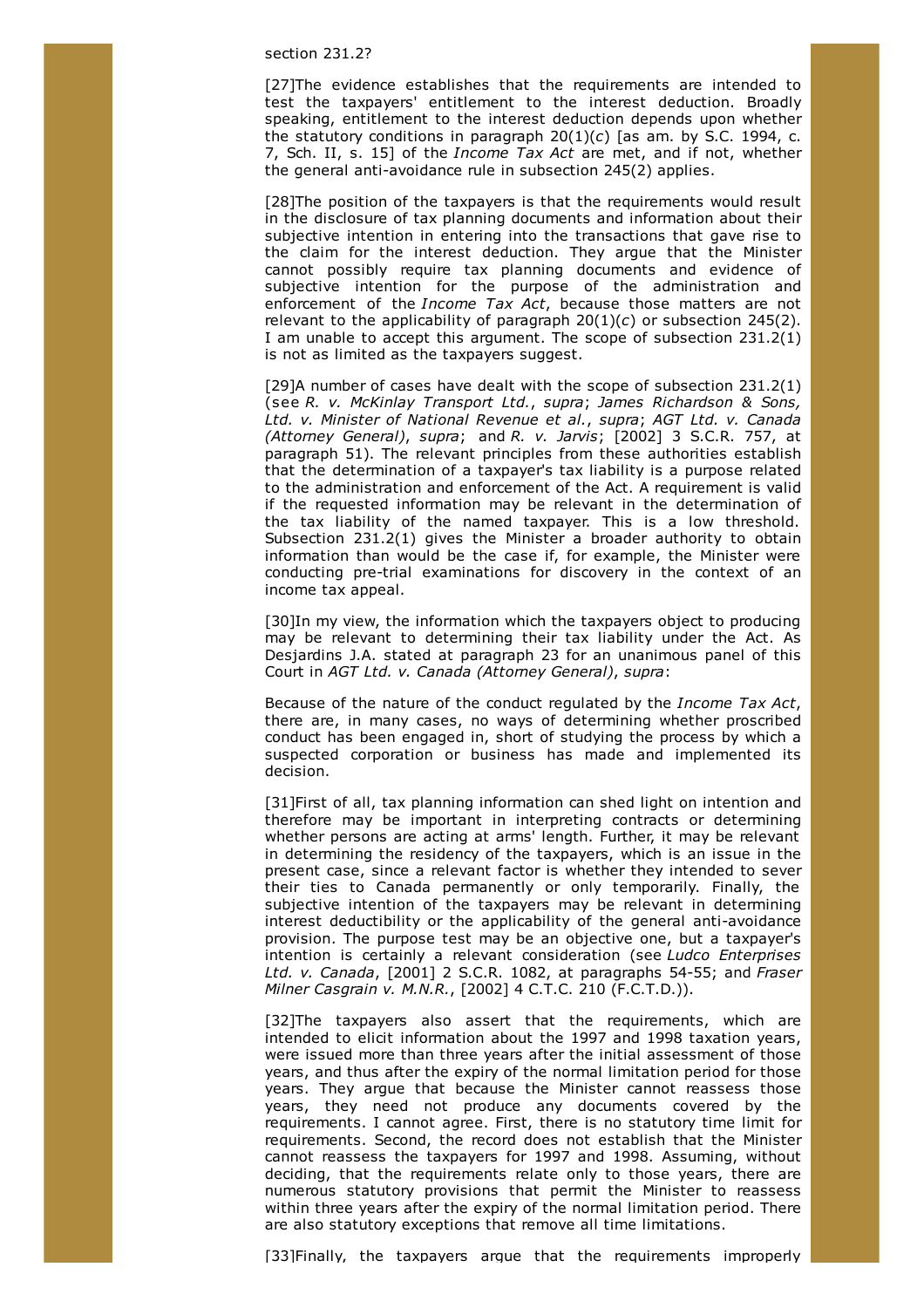section 231.2?

[27]The evidence establishes that the requirements are intended to test the taxpayers' entitlement to the interest deduction. Broadly speaking, entitlement to the interest deduction depends upon whether the statutory conditions in paragraph 20(1)(*c*) [as am. by S.C. 1994, c. 7, Sch. II, s. 15] of the *Income Tax Act* are met, and if not, whether the general anti-avoidance rule in subsection 245(2) applies.

[28]The position of the taxpayers is that the requirements would result in the disclosure of tax planning documents and information about their subjective intention in entering into the transactions that gave rise to the claim for the interest deduction. They argue that the Minister cannot possibly require tax planning documents and evidence of subjective intention for the purpose of the administration and enforcement of the *Income Tax Act*, because those matters are not relevant to the applicability of paragraph 20(1)(*c*) or subsection 245(2). I am unable to accept this argument. The scope of subsection 231.2(1) is not as limited as the taxpayers suggest.

[29]A number of cases have dealt with the scope of subsection 231.2(1) (see *R. v. McKinlay Transport Ltd.*, *supra*; *James Richardson & Sons, Ltd. v. Minister of National Revenue et al.*, *supra*; *AGT Ltd. v. Canada (Attorney General)*, *supra*; and *R. v. Jarvis*; [2002] 3 S.C.R. 757, at paragraph 51). The relevant principles from these authorities establish that the determination of a taxpayer's tax liability is a purpose related to the administration and enforcement of the Act. A requirement is valid if the requested information may be relevant in the determination of the tax liability of the named taxpayer. This is a low threshold. Subsection 231.2(1) gives the Minister a broader authority to obtain information than would be the case if, for example, the Minister were conducting pre-trial examinations for discovery in the context of an income tax appeal.

[30]In my view, the information which the taxpayers object to producing may be relevant to determining their tax liability under the Act. As Desjardins J.A. stated at paragraph 23 for an unanimous panel of this Court in *AGT Ltd. v. Canada (Attorney General)*, *supra*:

Because of the nature of the conduct regulated by the *Income Tax Act*, there are, in many cases, no ways of determining whether proscribed conduct has been engaged in, short of studying the process by which a suspected corporation or business has made and implemented its decision.

[31]First of all, tax planning information can shed light on intention and therefore may be important in interpreting contracts or determining whether persons are acting at arms' length. Further, it may be relevant in determining the residency of the taxpayers, which is an issue in the present case, since a relevant factor is whether they intended to sever their ties to Canada permanently or only temporarily. Finally, the subjective intention of the taxpayers may be relevant in determining interest deductibility or the applicability of the general anti-avoidance provision. The purpose test may be an objective one, but a taxpayer's intention is certainly a relevant consideration (see *Ludco Enterprises Ltd. v. Canada*, [2001] 2 S.C.R. 1082, at paragraphs 54-55; and *Fraser Milner Casgrain v. M.N.R.*, [2002] 4 C.T.C. 210 (F.C.T.D.)).

[32]The taxpayers also assert that the requirements, which are intended to elicit information about the 1997 and 1998 taxation years, were issued more than three years after the initial assessment of those years, and thus after the expiry of the normal limitation period for those years. They argue that because the Minister cannot reassess those years, they need not produce any documents covered by the requirements. I cannot agree. First, there is no statutory time limit for requirements. Second, the record does not establish that the Minister cannot reassess the taxpayers for 1997 and 1998. Assuming, without deciding, that the requirements relate only to those years, there are numerous statutory provisions that permit the Minister to reassess within three years after the expiry of the normal limitation period. There are also statutory exceptions that remove all time limitations.

[33]Finally, the taxpayers argue that the requirements improperly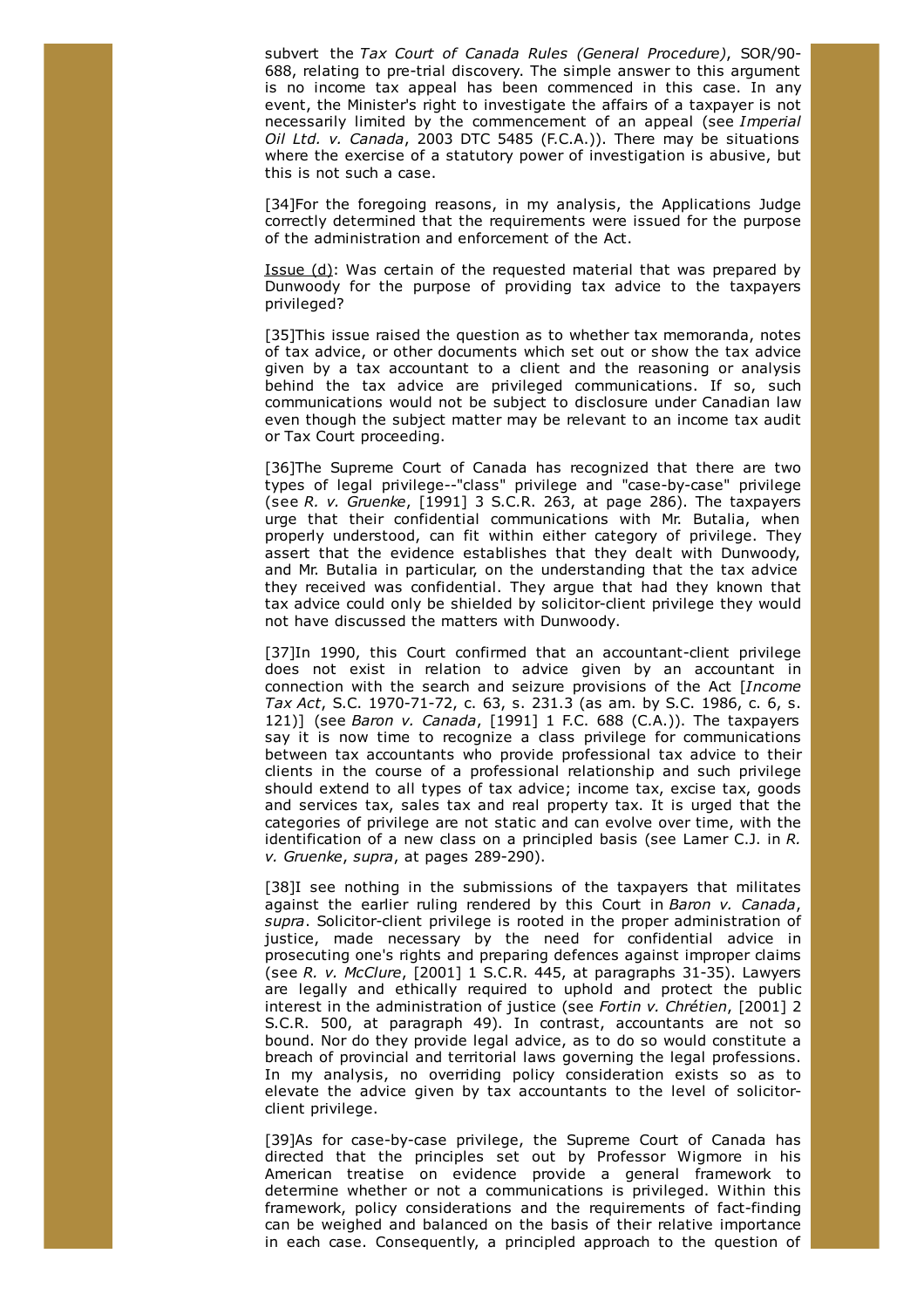subvert the *Tax Court of Canada Rules (General Procedure)*, SOR/90-688, relating to pre-trial discovery. The simple answer to this argument is no income tax appeal has been commenced in this case. In any event, the Minister's right to investigate the affairs of a taxpayer is not necessarily limited by the commencement of an appeal (see *Imperial Oil Ltd. v. Canada*, 2003 DTC 5485 (F.C.A.)). There may be situations where the exercise of a statutory power of investigation is abusive, but this is not such a case.

[34]For the foregoing reasons, in my analysis, the Applications Judge correctly determined that the requirements were issued for the purpose of the administration and enforcement of the Act.

<u>Issue (d)</u>: Was certain of the requested material that was prepared by Dunwoody for the purpose of providing tax advice to the taxpayers privileged?

[35]This issue raised the question as to whether tax memoranda, notes of tax advice, or other documents which set out or show the tax advice given by a tax accountant to a client and the reasoning or analysis behind the tax advice are privileged communications. If so, such communications would not be subject to disclosure under Canadian law even though the subject matter may be relevant to an income tax audit or Tax Court proceeding.

[36]The Supreme Court of Canada has recognized that there are two types of legal privilege--"class" privilege and "case-by-case" privilege (see *R. v. Gruenke*, [1991] 3 S.C.R. 263, at page 286). The taxpayers urge that their confidential communications with Mr. Butalia, when properly understood, can fit within either category of privilege. They assert that the evidence establishes that they dealt with Dunwoody, and Mr. Butalia in particular, on the understanding that the tax advice they received was confidential. They argue that had they known that tax advice could only be shielded by solicitor-client privilege they would not have discussed the matters with Dunwoody.

[37]In 1990, this Court confirmed that an accountant-client privilege does not exist in relation to advice given by an accountant in connection with the search and seizure provisions of the Act [*Income Tax Act*, S.C. 1970-71-72, c. 63, s. 231.3 (as am. by S.C. 1986, c. 6, s. 121)] (see *Baron v. Canada*, [1991] 1 F.C. 688 (C.A.)). The taxpayers say it is now time to recognize a class privilege for communications between tax accountants who provide professional tax advice to their clients in the course of a professional relationship and such privilege should extend to all types of tax advice; income tax, excise tax, goods and services tax, sales tax and real property tax. It is urged that the categories of privilege are not static and can evolve over time, with the identification of a new class on a principled basis (see Lamer C.J. in *R. v. Gruenke*, *supra*, at pages 289-290).

[38]I see nothing in the submissions of the taxpayers that militates against the earlier ruling rendered by this Court in *Baron v. Canada*, *supra*. Solicitor-client privilege is rooted in the proper administration of justice, made necessary by the need for confidential advice in prosecuting one's rights and preparing defences against improper claims (see *R. v. McClure*, [2001] 1 S.C.R. 445, at paragraphs 31-35). Lawyers are legally and ethically required to uphold and protect the public interest in the administration of justice (see *Fortin v. Chrétien*, [2001] 2 S.C.R. 500, at paragraph 49). In contrast, accountants are not so bound. Nor do they provide legal advice, as to do so would constitute a breach of provincial and territorial laws governing the legal professions. In my analysis, no overriding policy consideration exists so as to elevate the advice given by tax accountants to the level of solicitor-client privilege.

[39]As for case-by-case privilege, the Supreme Court of Canada has directed that the principles set out by Professor Wigmore in his American treatise on evidence provide a general framework to determine whether or not a communications is privileged. Within this framework, policy considerations and the requirements of fact-finding can be weighed and balanced on the basis of their relative importance in each case. Consequently, a principled approach to the question of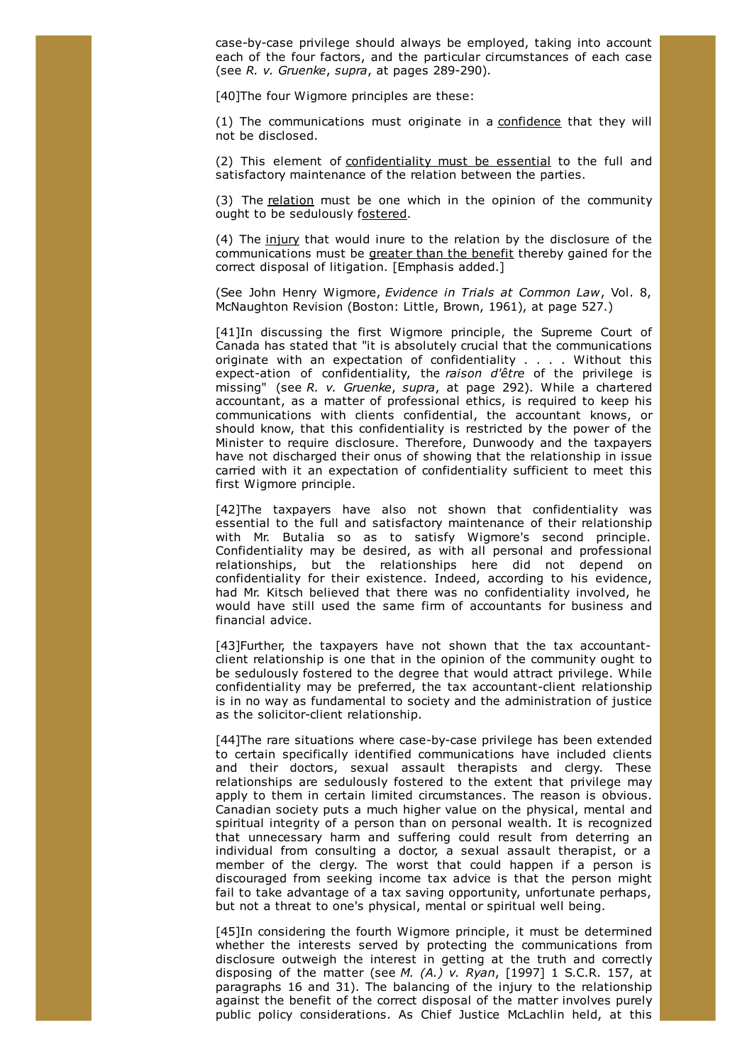case-by-case privilege should always be employed, taking into account each of the four factors, and the particular circumstances of each case (see *R. v. Gruenke*, *supra*, at pages 289-290).

[40]The four Wigmore principles are these:

(1) The communications must originate in a confidence that they will not be disclosed.

(2) This element of confidentiality must be essential to the full and satisfactory maintenance of the relation between the parties.

(3) The relation must be one which in the opinion of the community ought to be sedulously fostered.

(4) The injury that would inure to the relation by the disclosure of the communications must be greater than the benefit thereby gained for the correct disposal of litigation. [Emphasis added.]

(See John Henry Wigmore, *Evidence in Trials at Common Law*, Vol. 8, McNaughton Revision (Boston: Little, Brown, 1961), at page 527.)

[41]In discussing the first Wigmore principle, the Supreme Court of Canada has stated that "it is absolutely crucial that the communications originate with an expectation of confidentiality . . . . Without this expect-ation of confidentiality, the *raison d'être* of the privilege is missing" (see *R. v. Gruenke*, *supra*, at page 292). While a chartered accountant, as a matter of professional ethics, is required to keep his communications with clients confidential, the accountant knows, or should know, that this confidentiality is restricted by the power of the Minister to require disclosure. Therefore, Dunwoody and the taxpayers have not discharged their onus of showing that the relationship in issue carried with it an expectation of confidentiality sufficient to meet this first Wigmore principle.

[42]The taxpayers have also not shown that confidentiality was essential to the full and satisfactory maintenance of their relationship with Mr. Butalia so as to satisfy Wigmore's second principle. Confidentiality may be desired, as with all personal and professional relationships, but the relationships here did not depend on confidentiality for their existence. Indeed, according to his evidence, had Mr. Kitsch believed that there was no confidentiality involved, he would have still used the same firm of accountants for business and financial advice.

[43]Further, the taxpayers have not shown that the tax accountant-client relationship is one that in the opinion of the community ought to be sedulously fostered to the degree that would attract privilege. While confidentiality may be preferred, the tax accountant-client relationship is in no way as fundamental to society and the administration of justice as the solicitor-client relationship.

[44]The rare situations where case-by-case privilege has been extended to certain specifically identified communications have included clients and their doctors, sexual assault therapists and clergy. These relationships are sedulously fostered to the extent that privilege may apply to them in certain limited circumstances. The reason is obvious. Canadian society puts a much higher value on the physical, mental and spiritual integrity of a person than on personal wealth. It is recognized that unnecessary harm and suffering could result from deterring an individual from consulting a doctor, a sexual assault therapist, or a member of the clergy. The worst that could happen if a person is discouraged from seeking income tax advice is that the person might fail to take advantage of a tax saving opportunity, unfortunate perhaps, but not a threat to one's physical, mental or spiritual well being.

[45]In considering the fourth Wigmore principle, it must be determined whether the interests served by protecting the communications from disclosure outweigh the interest in getting at the truth and correctly disposing of the matter (see *M. (A.) v. Ryan*, [1997] 1 S.C.R. 157, at paragraphs 16 and 31). The balancing of the injury to the relationship against the benefit of the correct disposal of the matter involves purely public policy considerations. As Chief Justice McLachlin held, at this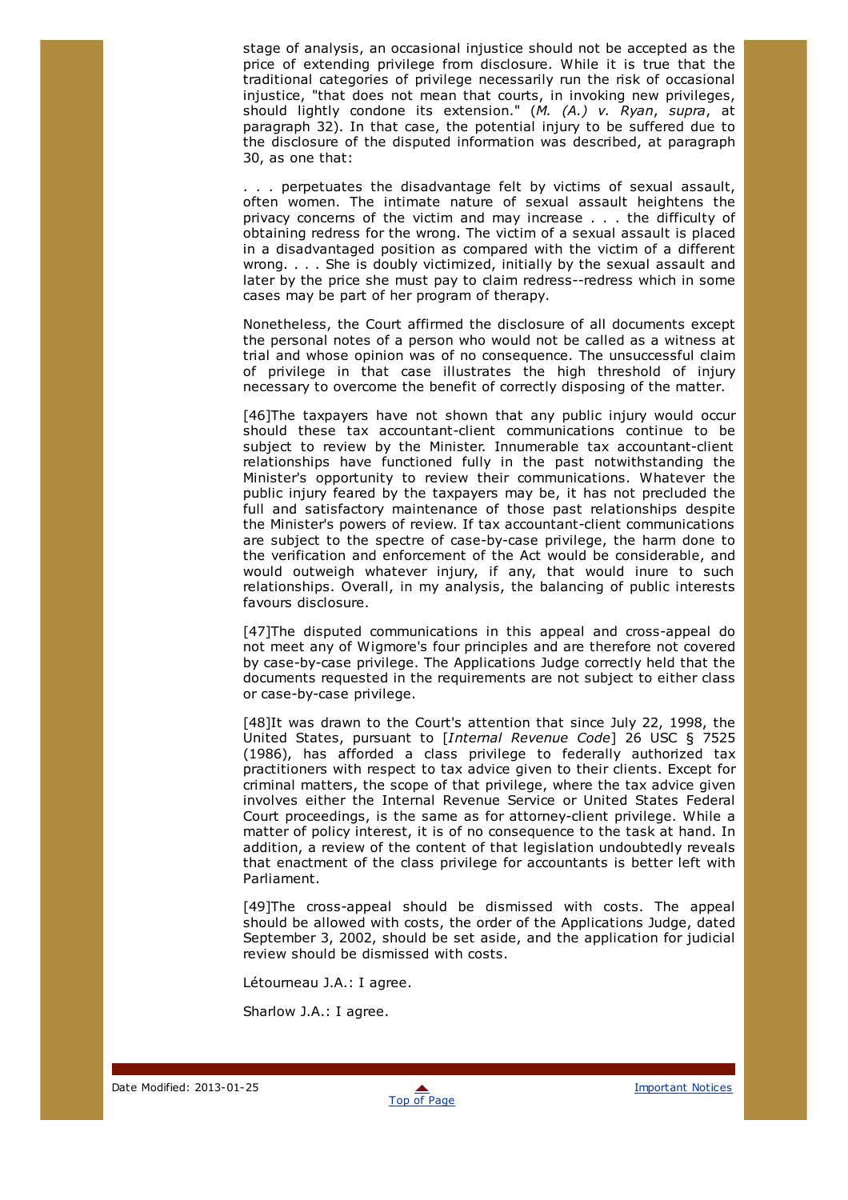stage of analysis, an occasional injustice should not be accepted as the price of extending privilege from disclosure. While it is true that the traditional categories of privilege necessarily run the risk of occasional injustice, "that does not mean that courts, in invoking new privileges, should lightly condone its extension." (*M. (A.) v. Ryan*, *supra*, at paragraph 32). In that case, the potential injury to be suffered due to the disclosure of the disputed information was described, at paragraph 30, as one that:

> . . . perpetuates the disadvantage felt by victims of sexual assault, often women. The intimate nature of sexual assault heightens the privacy concerns of the victim and may increase . . . the difficulty of obtaining redress for the wrong. The victim of a sexual assault is placed in a disadvantaged position as compared with the victim of a different wrong. . . . She is doubly victimized, initially by the sexual assault and later by the price she must pay to claim redress--redress which in some cases may be part of her program of therapy.

Nonetheless, the Court affirmed the disclosure of all documents except the personal notes of a person who would not be called as a witness at trial and whose opinion was of no consequence. The unsuccessful claim of privilege in that case illustrates the high threshold of injury necessary to overcome the benefit of correctly disposing of the matter.

[46]The taxpayers have not shown that any public injury would occur should these tax accountant-client communications continue to be subject to review by the Minister. Innumerable tax accountant-client relationships have functioned fully in the past notwithstanding the Minister's opportunity to review their communications. Whatever the public injury feared by the taxpayers may be, it has not precluded the full and satisfactory maintenance of those past relationships despite the Minister's powers of review. If tax accountant-client communications are subject to the spectre of case-by-case privilege, the harm done to the verification and enforcement of the Act would be considerable, and would outweigh whatever injury, if any, that would inure to such relationships. Overall, in my analysis, the balancing of public interests favours disclosure.

[47]The disputed communications in this appeal and cross-appeal do not meet any of Wigmore's four principles and are therefore not covered by case-by-case privilege. The Applications Judge correctly held that the documents requested in the requirements are not subject to either class or case-by-case privilege.

[48]It was drawn to the Court's attention that since July 22, 1998, the United States, pursuant to [*Internal Revenue Code*] 26 USC § 7525 (1986), has afforded a class privilege to federally authorized tax practitioners with respect to tax advice given to their clients. Except for criminal matters, the scope of that privilege, where the tax advice given involves either the Internal Revenue Service or United States Federal Court proceedings, is the same as for attorney-client privilege. While a matter of policy interest, it is of no consequence to the task at hand. In addition, a review of the content of that legislation undoubtedly reveals that enactment of the class privilege for accountants is better left with Parliament.

[49]The cross-appeal should be dismissed with costs. The appeal should be allowed with costs, the order of the Applications Judge, dated September 3, 2002, should be set aside, and the application for judicial review should be dismissed with costs.

Létourneau J.A.: I agree.

Sharlow J.A.: I agree.

Date Modified: 2013-01-25

Top of Page

Important Notices